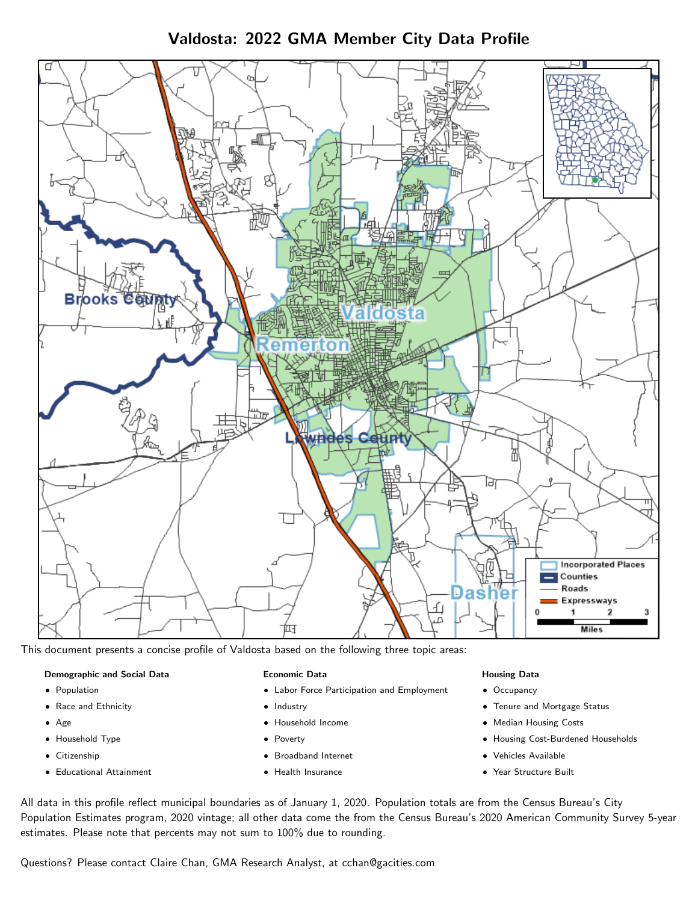# Valdosta: 2022 GMA Member City Data Profile

This document presents a concise profile of Valdosta based on the following three topic areas:

**Demographic and Social Data**

- Population
- Race and Ethnicity
- Age
- Household Type
- Citizenship
- Educational Attainment

**Economic Data**

- Labor Force Participation and Employment
- Industry
- Household Income
- Poverty
- Broadband Internet
- Health Insurance

**Housing Data**

- Occupancy
- Tenure and Mortgage Status
- Median Housing Costs
- Housing Cost-Burdened Households
- Vehicles Available
- Year Structure Built

All data in this profile reflect municipal boundaries as of January 1, 2020. Population totals are from the Census Bureau's City Population Estimates program, 2020 vintage; all other data come the from the Census Bureau's 2020 American Community Survey 5-year estimates. Please note that percents may not sum to 100% due to rounding.

Questions? Please contact Claire Chan, GMA Research Analyst, at cchan@gacities.com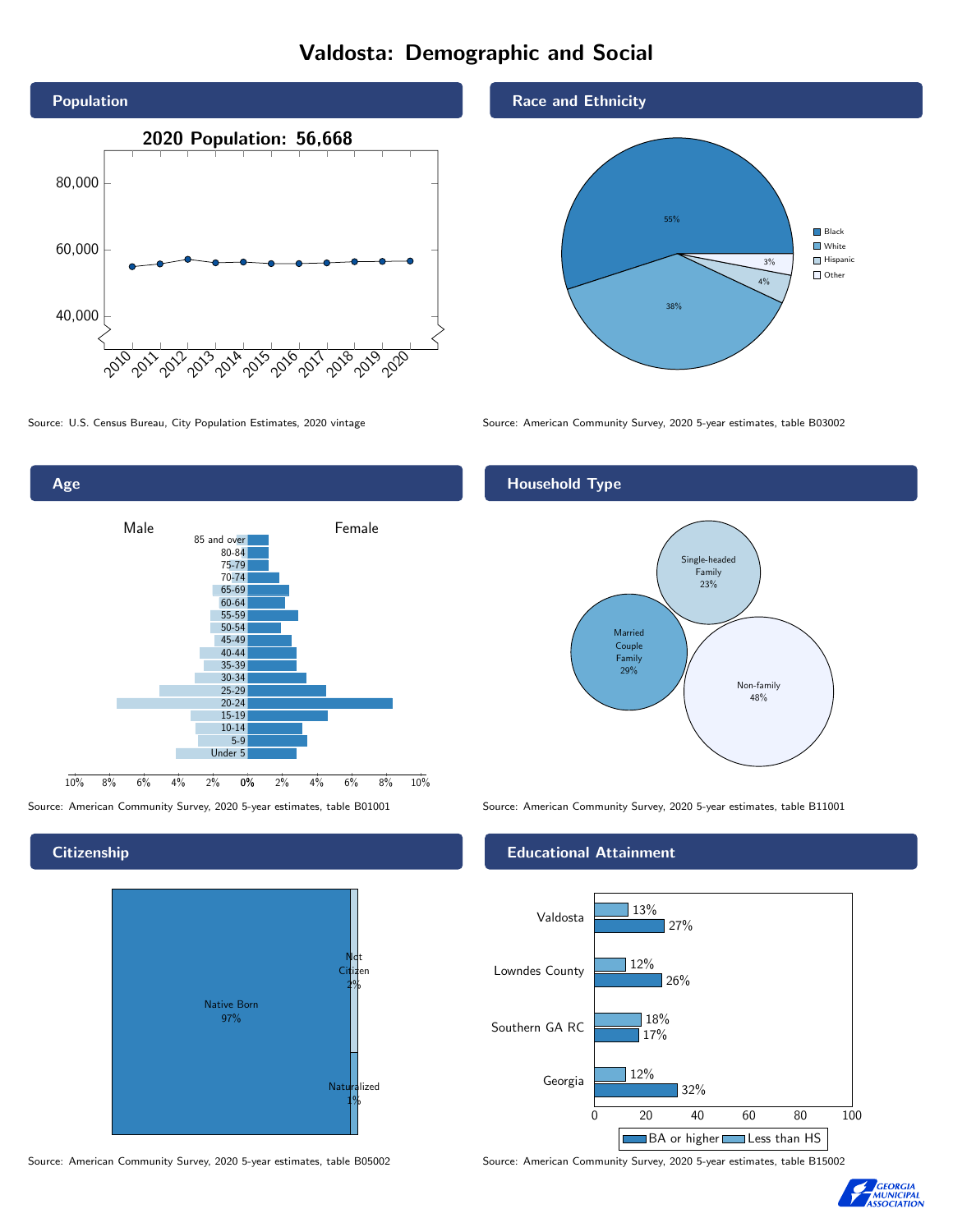# Valdosta: Demographic and Social

## Population

2020 Population: 56,668

Source: U.S. Census Bureau, City Population Estimates, 2020 vintage

## Race and Ethnicity

| Race/Ethnicity | Percent |
|---|---|
| Black | 55% |
| White | 38% |
| Hispanic | 4% |
| Other | 3% |

Source: American Community Survey, 2020 5-year estimates, table B03002

## Age

Male / Female

Source: American Community Survey, 2020 5-year estimates, table B01001

## Household Type

| Household Type | Percent |
|---|---|
| Single-headed Family | 23% |
| Married Couple Family | 29% |
| Non-family | 48% |

Source: American Community Survey, 2020 5-year estimates, table B11001

## Citizenship

| Citizenship | Percent |
|---|---|
| Native Born | 97% |
| Not Citizen | 2% |
| Naturalized | 1% |

Source: American Community Survey, 2020 5-year estimates, table B05002

## Educational Attainment

| Area | Less than HS | BA or higher |
|---|---|---|
| Valdosta | 13% | 27% |
| Lowndes County | 12% | 26% |
| Southern GA RC | 18% | 17% |
| Georgia | 12% | 32% |

Source: American Community Survey, 2020 5-year estimates, table B15002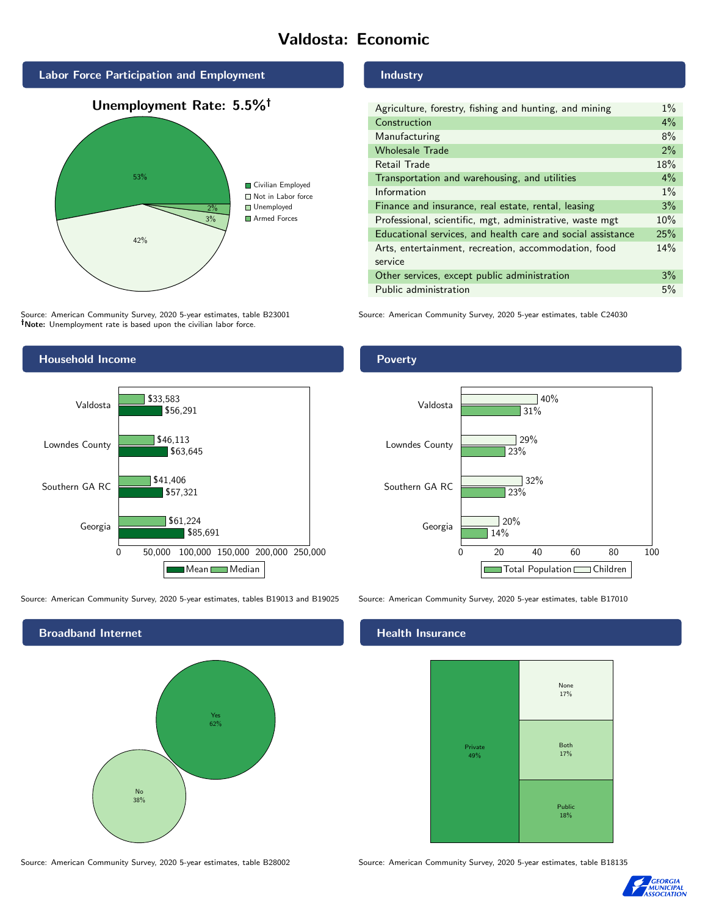# Valdosta: Economic

## Labor Force Participation and Employment

**Unemployment Rate: 5.5%†**

| Category | Percent |
|---|---|
| Civilian Employed | 53% |
| Not in Labor force | 42% |
| Unemployed | 3% |
| Armed Forces | 2% |

Source: American Community Survey, 2020 5-year estimates, table B23001
**†Note:** Unemployment rate is based upon the civilian labor force.

## Industry

| Industry | Percent |
|---|---|
| Agriculture, forestry, fishing and hunting, and mining | 1% |
| Construction | 4% |
| Manufacturing | 8% |
| Wholesale Trade | 2% |
| Retail Trade | 18% |
| Transportation and warehousing, and utilities | 4% |
| Information | 1% |
| Finance and insurance, real estate, rental, leasing | 3% |
| Professional, scientific, mgt, administrative, waste mgt | 10% |
| Educational services, and health care and social assistance | 25% |
| Arts, entertainment, recreation, accommodation, food service | 14% |
| Other services, except public administration | 3% |
| Public administration | 5% |

Source: American Community Survey, 2020 5-year estimates, table C24030

## Household Income

| Area | Median | Mean |
|---|---|---|
| Valdosta | $33,583 | $56,291 |
| Lowndes County | $46,113 | $63,645 |
| Southern GA RC | $41,406 | $57,321 |
| Georgia | $61,224 | $85,691 |

Source: American Community Survey, 2020 5-year estimates, tables B19013 and B19025

## Poverty

| Area | Children | Total Population |
|---|---|---|
| Valdosta | 40% | 31% |
| Lowndes County | 29% | 23% |
| Southern GA RC | 32% | 23% |
| Georgia | 20% | 14% |

Source: American Community Survey, 2020 5-year estimates, table B17010

## Broadband Internet

| Response | Percent |
|---|---|
| Yes | 62% |
| No | 38% |

Source: American Community Survey, 2020 5-year estimates, table B28002

## Health Insurance

| Type | Percent |
|---|---|
| Private | 49% |
| None | 17% |
| Both | 17% |
| Public | 18% |

Source: American Community Survey, 2020 5-year estimates, table B18135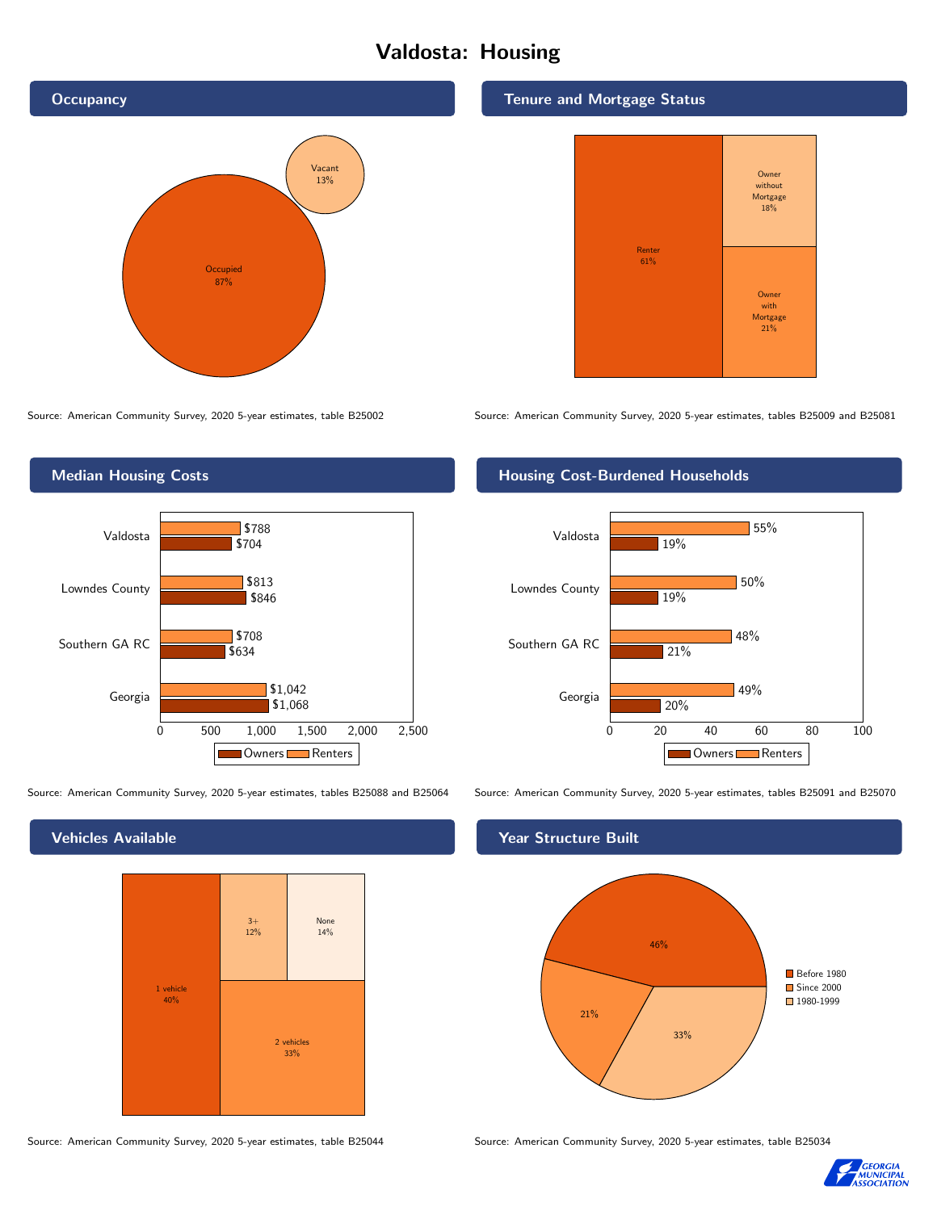# Valdosta: Housing

## Occupancy

Vacant
13%

Occupied
87%

Source: American Community Survey, 2020 5-year estimates, table B25002

## Tenure and Mortgage Status

Renter
61%

Owner without Mortgage
18%

Owner with Mortgage
21%

Source: American Community Survey, 2020 5-year estimates, tables B25009 and B25081

## Median Housing Costs

Valdosta
$788
$704

Lowndes County
$813
$846

Southern GA RC
$708
$634

Georgia
$1,042
$1,068

0 500 1,000 1,500 2,000 2,500

Owners Renters

Source: American Community Survey, 2020 5-year estimates, tables B25088 and B25064

## Housing Cost-Burdened Households

Valdosta
55%
19%

Lowndes County
50%
19%

Southern GA RC
48%
21%

Georgia
49%
20%

0 20 40 60 80 100

Owners Renters

Source: American Community Survey, 2020 5-year estimates, tables B25091 and B25070

## Vehicles Available

1 vehicle
40%

3+
12%

None
14%

2 vehicles
33%

Source: American Community Survey, 2020 5-year estimates, table B25044

## Year Structure Built

46%

21%

33%

Before 1980
Since 2000
1980-1999

Source: American Community Survey, 2020 5-year estimates, table B25034

GEORGIA MUNICIPAL ASSOCIATION